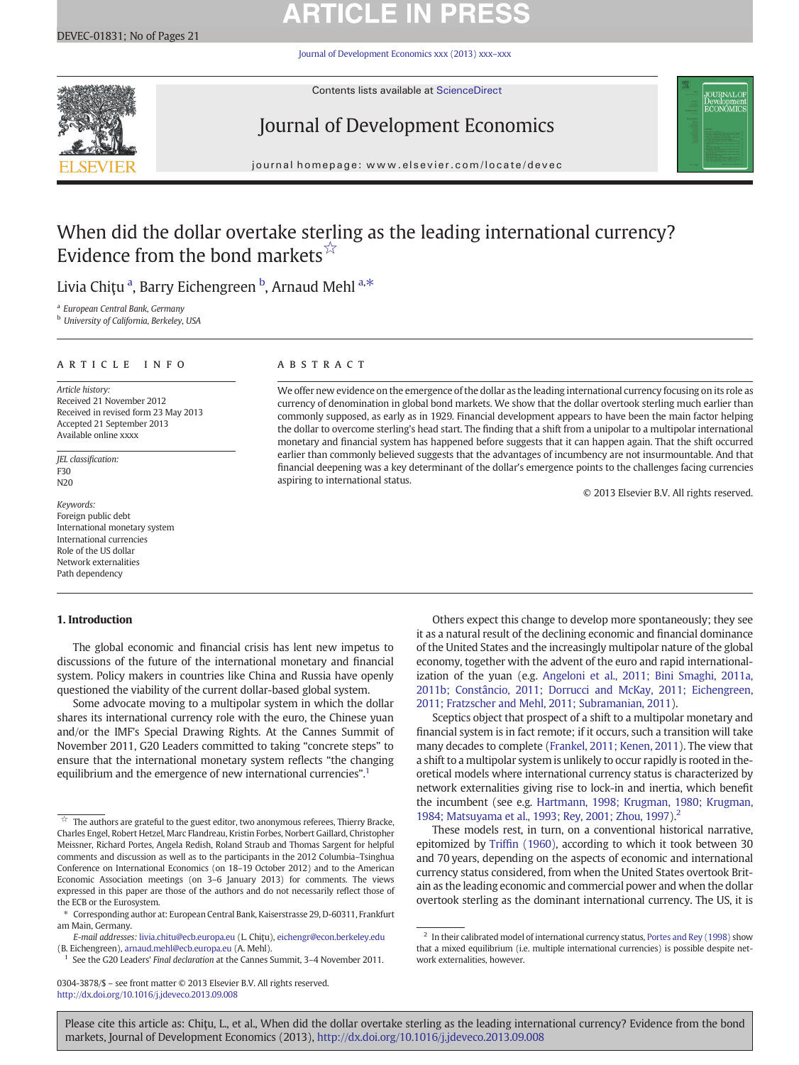# When did the dollar overtake sterling as the leading international currency? Evidence from the bond markets ☆

Livia Chiţu [a], Barry Eichengreen [b], Arnaud Mehl [a,*]

[a] European Central Bank, Germany
[b] University of California, Berkeley, USA

## ARTICLE INFO

*Article history:*
Received 21 November 2012
Received in revised form 23 May 2013
Accepted 21 September 2013
Available online xxxx

*JEL classification:*
F30
N20

*Keywords:*
Foreign public debt
International monetary system
International currencies
Role of the US dollar
Network externalities
Path dependency

## ABSTRACT

We offer new evidence on the emergence of the dollar as the leading international currency focusing on its role as currency of denomination in global bond markets. We show that the dollar overtook sterling much earlier than commonly supposed, as early as in 1929. Financial development appears to have been the main factor helping the dollar to overcome sterling's head start. The finding that a shift from a unipolar to a multipolar international monetary and financial system has happened before suggests that it can happen again. That the shift occurred earlier than commonly believed suggests that the advantages of incumbency are not insurmountable. And that financial deepening was a key determinant of the dollar's emergence points to the challenges facing currencies aspiring to international status.

© 2013 Elsevier B.V. All rights reserved.

## 1. Introduction

The global economic and financial crisis has lent new impetus to discussions of the future of the international monetary and financial system. Policy makers in countries like China and Russia have openly questioned the viability of the current dollar-based global system.

Some advocate moving to a multipolar system in which the dollar shares its international currency role with the euro, the Chinese yuan and/or the IMF's Special Drawing Rights. At the Cannes Summit of November 2011, G20 Leaders committed to taking "concrete steps" to ensure that the international monetary system reflects "the changing equilibrium and the emergence of new international currencies".[1]

Others expect this change to develop more spontaneously; they see it as a natural result of the declining economic and financial dominance of the United States and the increasingly multipolar nature of the global economy, together with the advent of the euro and rapid internationalization of the yuan (e.g. Angeloni et al., 2011; Bini Smaghi, 2011a, 2011b; Constâncio, 2011; Dorrucci and McKay, 2011; Eichengreen, 2011; Fratzscher and Mehl, 2011; Subramanian, 2011).

Sceptics object that prospect of a shift to a multipolar monetary and financial system is in fact remote; if it occurs, such a transition will take many decades to complete (Frankel, 2011; Kenen, 2011). The view that a shift to a multipolar system is unlikely to occur rapidly is rooted in theoretical models where international currency status is characterized by network externalities giving rise to lock-in and inertia, which benefit the incumbent (see e.g. Hartmann, 1998; Krugman, 1980; Krugman, 1984; Matsuyama et al., 1993; Rey, 2001; Zhou, 1997).[2]

These models rest, in turn, on a conventional historical narrative, epitomized by Triffin (1960), according to which it took between 30 and 70 years, depending on the aspects of economic and international currency status considered, from when the United States overtook Britain as the leading economic and commercial power and when the dollar overtook sterling as the dominant international currency. The US, it is

---

☆ The authors are grateful to the guest editor, two anonymous referees, Thierry Bracke, Charles Engel, Robert Hetzel, Marc Flandreau, Kristin Forbes, Norbert Gaillard, Christopher Meissner, Richard Portes, Angela Redish, Roland Straub and Thomas Sargent for helpful comments and discussion as well as to the participants in the 2012 Columbia–Tsinghua Conference on International Economics (on 18–19 October 2012) and to the American Economic Association meetings (on 3–6 January 2013) for comments. The views expressed in this paper are those of the authors and do not necessarily reflect those of the ECB or the Eurosystem.

\* Corresponding author at: European Central Bank, Kaiserstrasse 29, D-60311, Frankfurt am Main, Germany.

*E-mail addresses:* livia.chitu@ecb.europa.eu (L. Chiţu), eichengr@econ.berkeley.edu (B. Eichengreen), arnaud.mehl@ecb.europa.eu (A. Mehl).

[1] See the G20 Leaders' *Final declaration* at the Cannes Summit, 3–4 November 2011.

[2] In their calibrated model of international currency status, Portes and Rey (1998) show that a mixed equilibrium (i.e. multiple international currencies) is possible despite network externalities, however.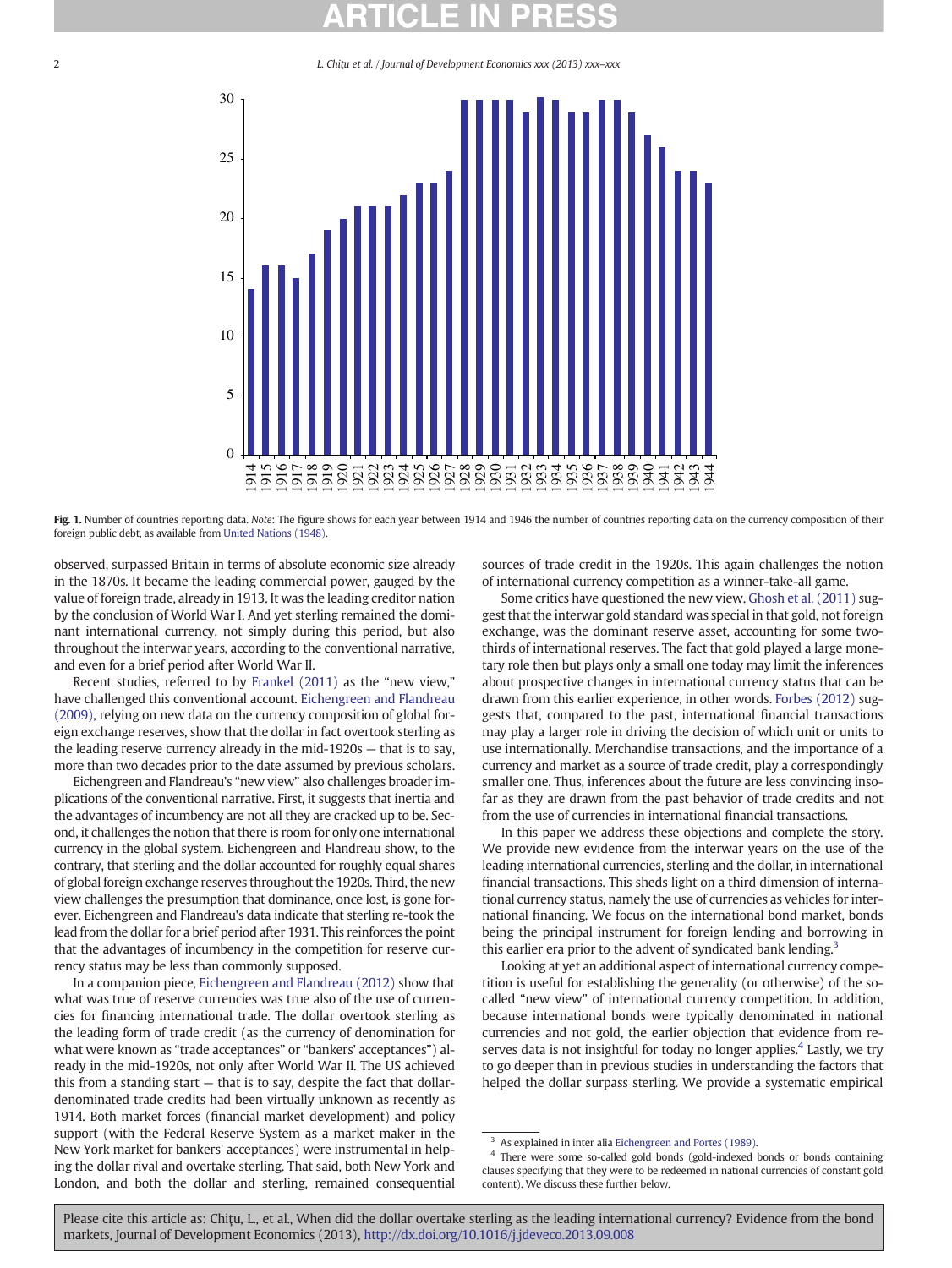**Fig. 1.** Number of countries reporting data. *Note*: The figure shows for each year between 1914 and 1946 the number of countries reporting data on the currency composition of their foreign public debt, as available from United Nations (1948).

observed, surpassed Britain in terms of absolute economic size already in the 1870s. It became the leading commercial power, gauged by the value of foreign trade, already in 1913. It was the leading creditor nation by the conclusion of World War I. And yet sterling remained the dominant international currency, not simply during this period, but also throughout the interwar years, according to the conventional narrative, and even for a brief period after World War II.

Recent studies, referred to by Frankel (2011) as the "new view," have challenged this conventional account. Eichengreen and Flandreau (2009), relying on new data on the currency composition of global foreign exchange reserves, show that the dollar in fact overtook sterling as the leading reserve currency already in the mid-1920s — that is to say, more than two decades prior to the date assumed by previous scholars.

Eichengreen and Flandreau's "new view" also challenges broader implications of the conventional narrative. First, it suggests that inertia and the advantages of incumbency are not all they are cracked up to be. Second, it challenges the notion that there is room for only one international currency in the global system. Eichengreen and Flandreau show, to the contrary, that sterling and the dollar accounted for roughly equal shares of global foreign exchange reserves throughout the 1920s. Third, the new view challenges the presumption that dominance, once lost, is gone forever. Eichengreen and Flandreau's data indicate that sterling re-took the lead from the dollar for a brief period after 1931. This reinforces the point that the advantages of incumbency in the competition for reserve currency status may be less than commonly supposed.

In a companion piece, Eichengreen and Flandreau (2012) show that what was true of reserve currencies was true also of the use of currencies for financing international trade. The dollar overtook sterling as the leading form of trade credit (as the currency of denomination for what were known as "trade acceptances" or "bankers' acceptances") already in the mid-1920s, not only after World War II. The US achieved this from a standing start — that is to say, despite the fact that dollar-denominated trade credits had been virtually unknown as recently as 1914. Both market forces (financial market development) and policy support (with the Federal Reserve System as a market maker in the New York market for bankers' acceptances) were instrumental in helping the dollar rival and overtake sterling. That said, both New York and London, and both the dollar and sterling, remained consequential sources of trade credit in the 1920s. This again challenges the notion of international currency competition as a winner-take-all game.

Some critics have questioned the new view. Ghosh et al. (2011) suggest that the interwar gold standard was special in that gold, not foreign exchange, was the dominant reserve asset, accounting for some two-thirds of international reserves. The fact that gold played a large monetary role then but plays only a small one today may limit the inferences about prospective changes in international currency status that can be drawn from this earlier experience, in other words. Forbes (2012) suggests that, compared to the past, international financial transactions may play a larger role in driving the decision of which unit or units to use internationally. Merchandise transactions, and the importance of a currency and market as a source of trade credit, play a correspondingly smaller one. Thus, inferences about the future are less convincing insofar as they are drawn from the past behavior of trade credits and not from the use of currencies in international financial transactions.

In this paper we address these objections and complete the story. We provide new evidence from the interwar years on the use of the leading international currencies, sterling and the dollar, in international financial transactions. This sheds light on a third dimension of international currency status, namely the use of currencies as vehicles for international financing. We focus on the international bond market, bonds being the principal instrument for foreign lending and borrowing in this earlier era prior to the advent of syndicated bank lending.[3]

Looking at yet an additional aspect of international currency competition is useful for establishing the generality (or otherwise) of the so-called "new view" of international currency competition. In addition, because international bonds were typically denominated in national currencies and not gold, the earlier objection that evidence from reserves data is not insightful for today no longer applies.[4] Lastly, we try to go deeper than in previous studies in understanding the factors that helped the dollar surpass sterling. We provide a systematic empirical

[3] As explained in inter alia Eichengreen and Portes (1989).

[4] There were some so-called gold bonds (gold-indexed bonds or bonds containing clauses specifying that they were to be redeemed in national currencies of constant gold content). We discuss these further below.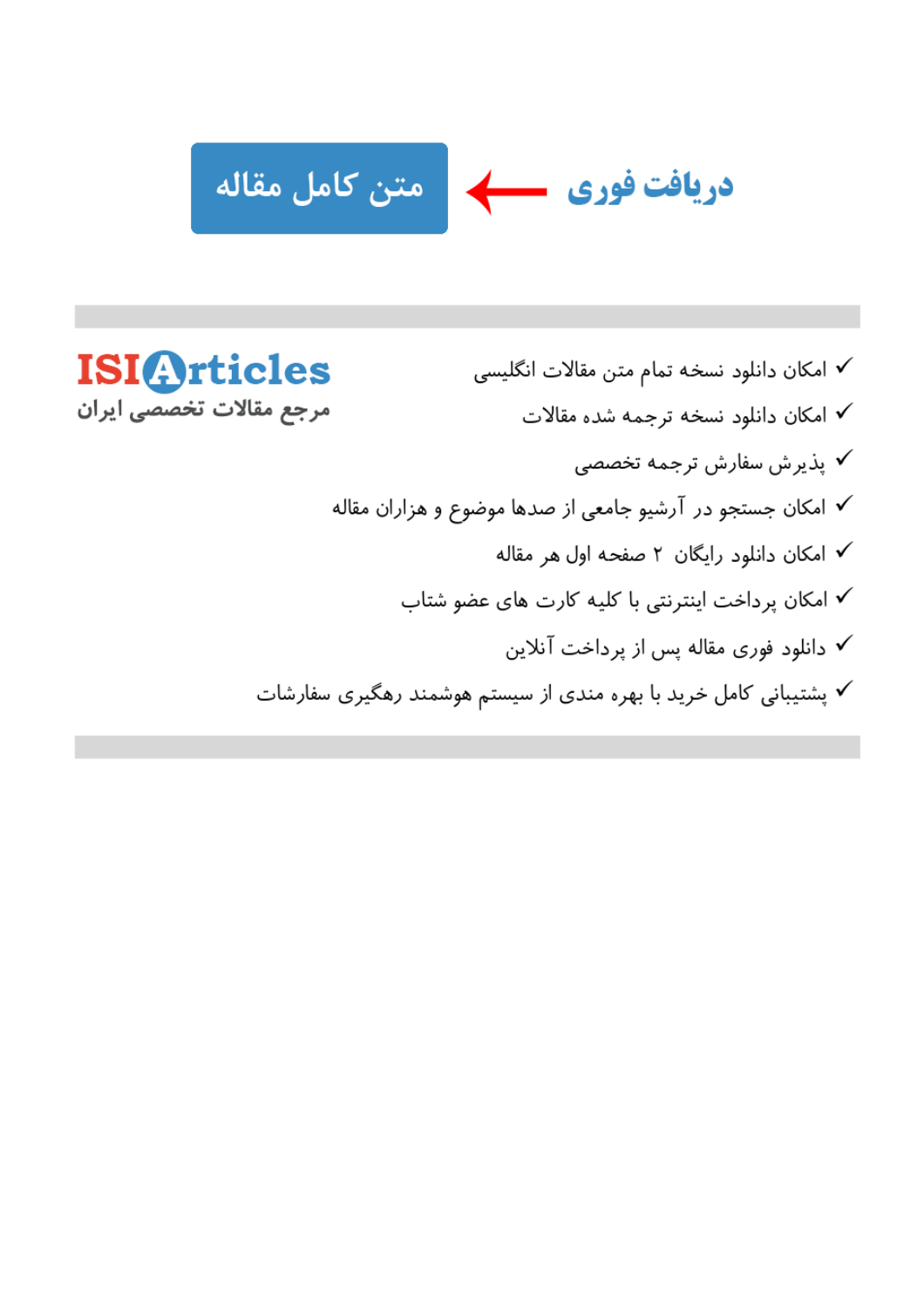دریافت فوری ← متن کامل مقاله

ISIArticles
مرجع مقالات تخصصی ایران

- ✓ امکان دانلود نسخه تمام متن مقالات انگلیسی
- ✓ امکان دانلود نسخه ترجمه شده مقالات
- ✓ پذیرش سفارش ترجمه تخصصی
- ✓ امکان جستجو در آرشیو جامعی از صدها موضوع و هزاران مقاله
- ✓ امکان دانلود رایگان ۲ صفحه اول هر مقاله
- ✓ امکان پرداخت اینترنتی با کلیه کارت های عضو شتاب
- ✓ دانلود فوری مقاله پس از پرداخت آنلاین
- ✓ پشتیبانی کامل خرید با بهره مندی از سیستم هوشمند رهگیری سفارشات